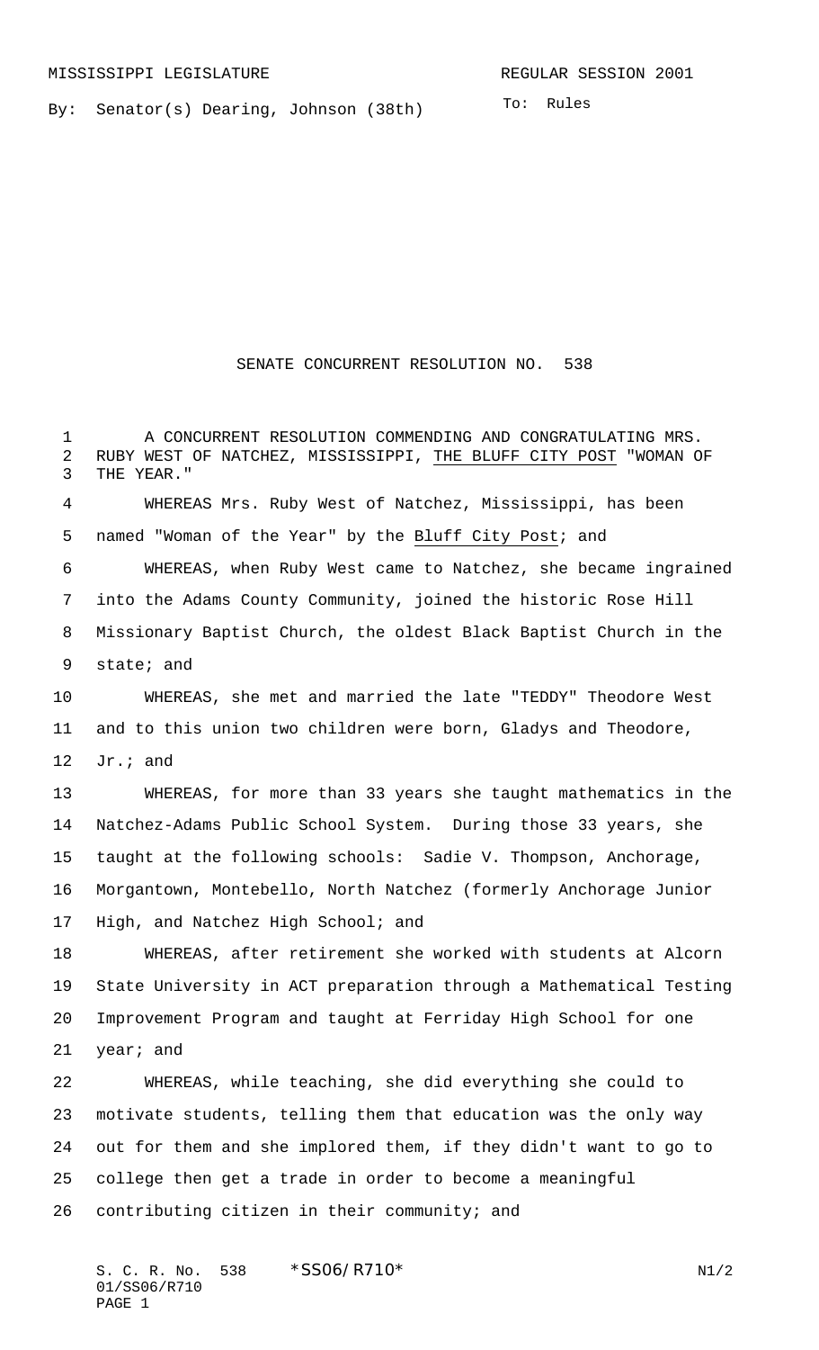MISSISSIPPI LEGISLATURE REGULAR SESSION 2001

By: Senator(s) Dearing, Johnson (38th)

To: Rules

# SENATE CONCURRENT RESOLUTION NO. 538

A CONCURRENT RESOLUTION COMMENDING AND CONGRATULATING MRS. RUBY WEST OF NATCHEZ, MISSISSIPPI, THE BLUFF CITY POST "WOMAN OF THE YEAR."

WHEREAS Mrs. Ruby West of Natchez, Mississippi, has been named "Woman of the Year" by the Bluff City Post; and

WHEREAS, when Ruby West came to Natchez, she became ingrained into the Adams County Community, joined the historic Rose Hill Missionary Baptist Church, the oldest Black Baptist Church in the state; and

WHEREAS, she met and married the late "TEDDY" Theodore West and to this union two children were born, Gladys and Theodore, Jr.; and

WHEREAS, for more than 33 years she taught mathematics in the Natchez-Adams Public School System. During those 33 years, she taught at the following schools: Sadie V. Thompson, Anchorage, Morgantown, Montebello, North Natchez (formerly Anchorage Junior High, and Natchez High School; and

WHEREAS, after retirement she worked with students at Alcorn State University in ACT preparation through a Mathematical Testing Improvement Program and taught at Ferriday High School for one year; and

WHEREAS, while teaching, she did everything she could to motivate students, telling them that education was the only way out for them and she implored them, if they didn't want to go to college then get a trade in order to become a meaningful contributing citizen in their community; and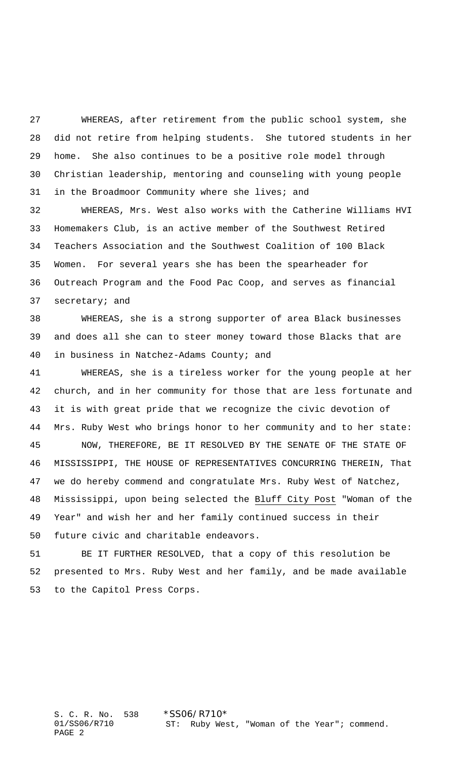WHEREAS, after retirement from the public school system, she did not retire from helping students. She tutored students in her home. She also continues to be a positive role model through Christian leadership, mentoring and counseling with young people in the Broadmoor Community where she lives; and

WHEREAS, Mrs. West also works with the Catherine Williams HVI Homemakers Club, is an active member of the Southwest Retired Teachers Association and the Southwest Coalition of 100 Black Women. For several years she has been the spearheader for Outreach Program and the Food Pac Coop, and serves as financial secretary; and

WHEREAS, she is a strong supporter of area Black businesses and does all she can to steer money toward those Blacks that are in business in Natchez-Adams County; and

WHEREAS, she is a tireless worker for the young people at her church, and in her community for those that are less fortunate and it is with great pride that we recognize the civic devotion of Mrs. Ruby West who brings honor to her community and to her state:

NOW, THEREFORE, BE IT RESOLVED BY THE SENATE OF THE STATE OF MISSISSIPPI, THE HOUSE OF REPRESENTATIVES CONCURRING THEREIN, That we do hereby commend and congratulate Mrs. Ruby West of Natchez, Mississippi, upon being selected the Bluff City Post "Woman of the Year" and wish her and her family continued success in their future civic and charitable endeavors.

BE IT FURTHER RESOLVED, that a copy of this resolution be presented to Mrs. Ruby West and her family, and be made available to the Capitol Press Corps.

S. C. R. No. 538 *SS06/R710*
01/SS06/R710 ST: Ruby West, "Woman of the Year"; commend.